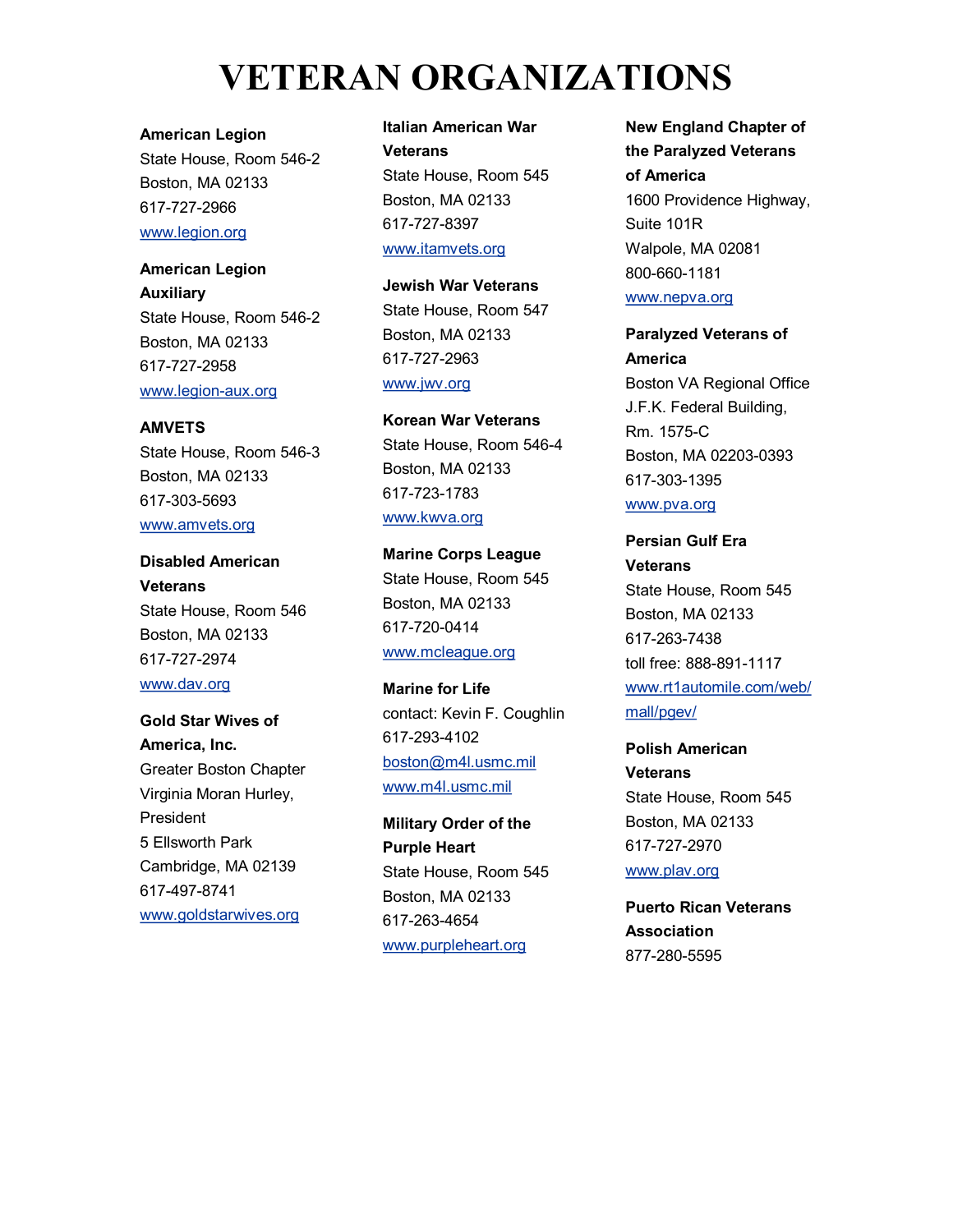# VETERAN ORGANIZATIONS

**American Legion**
State House, Room 546-2
Boston, MA 02133
617-727-2966
www.legion.org

**American Legion Auxiliary**
State House, Room 546-2
Boston, MA 02133
617-727-2958
www.legion-aux.org

**AMVETS**
State House, Room 546-3
Boston, MA 02133
617-303-5693
www.amvets.org

**Disabled American Veterans**
State House, Room 546
Boston, MA 02133
617-727-2974
www.dav.org

**Gold Star Wives of America, Inc.**
Greater Boston Chapter
Virginia Moran Hurley, President
5 Ellsworth Park
Cambridge, MA 02139
617-497-8741
www.goldstarwives.org

**Italian American War Veterans**
State House, Room 545
Boston, MA 02133
617-727-8397
www.itamvets.org

**Jewish War Veterans**
State House, Room 547
Boston, MA 02133
617-727-2963
www.jwv.org

**Korean War Veterans**
State House, Room 546-4
Boston, MA 02133
617-723-1783
www.kwva.org

**Marine Corps League**
State House, Room 545
Boston, MA 02133
617-720-0414
www.mcleague.org

**Marine for Life**
contact: Kevin F. Coughlin
617-293-4102
boston@m4l.usmc.mil
www.m4l.usmc.mil

**Military Order of the Purple Heart**
State House, Room 545
Boston, MA 02133
617-263-4654
www.purpleheart.org

**New England Chapter of the Paralyzed Veterans of America**
1600 Providence Highway, Suite 101R
Walpole, MA 02081
800-660-1181
www.nepva.org

**Paralyzed Veterans of America**
Boston VA Regional Office
J.F.K. Federal Building, Rm. 1575-C
Boston, MA 02203-0393
617-303-1395
www.pva.org

**Persian Gulf Era Veterans**
State House, Room 545
Boston, MA 02133
617-263-7438
toll free: 888-891-1117
www.rt1automile.com/web/mall/pgev/

**Polish American Veterans**
State House, Room 545
Boston, MA 02133
617-727-2970
www.plav.org

**Puerto Rican Veterans Association**
877-280-5595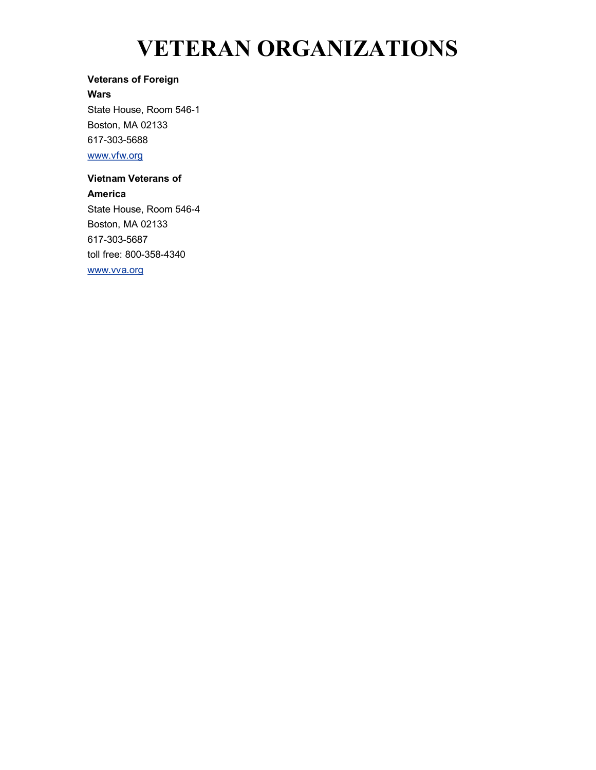# VETERAN ORGANIZATIONS

**Veterans of Foreign Wars**
State House, Room 546-1
Boston, MA 02133
617-303-5688
www.vfw.org

**Vietnam Veterans of America**
State House, Room 546-4
Boston, MA 02133
617-303-5687
toll free: 800-358-4340
www.vva.org